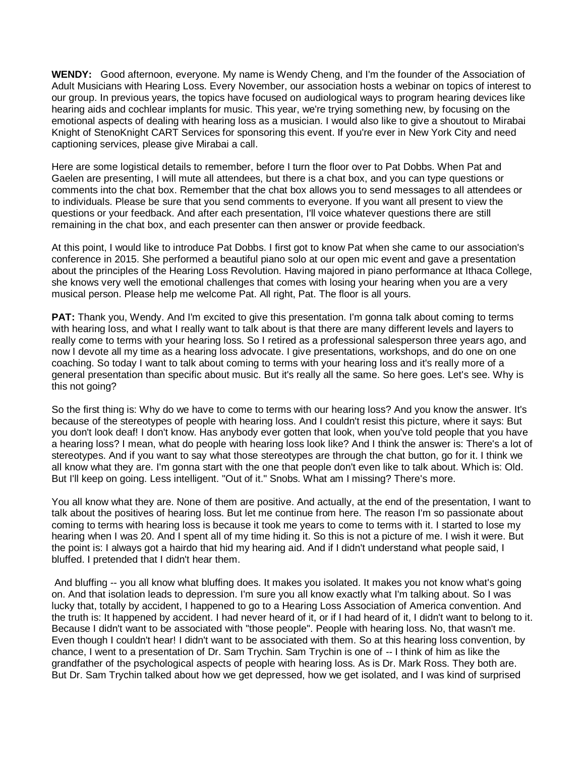**WENDY:** Good afternoon, everyone. My name is Wendy Cheng, and I'm the founder of the Association of Adult Musicians with Hearing Loss. Every November, our association hosts a webinar on topics of interest to our group. In previous years, the topics have focused on audiological ways to program hearing devices like hearing aids and cochlear implants for music. This year, we're trying something new, by focusing on the emotional aspects of dealing with hearing loss as a musician. I would also like to give a shoutout to Mirabai Knight of StenoKnight CART Services for sponsoring this event. If you're ever in New York City and need captioning services, please give Mirabai a call.

Here are some logistical details to remember, before I turn the floor over to Pat Dobbs. When Pat and Gaelen are presenting, I will mute all attendees, but there is a chat box, and you can type questions or comments into the chat box. Remember that the chat box allows you to send messages to all attendees or to individuals. Please be sure that you send comments to everyone. If you want all present to view the questions or your feedback. And after each presentation, I'll voice whatever questions there are still remaining in the chat box, and each presenter can then answer or provide feedback.

At this point, I would like to introduce Pat Dobbs. I first got to know Pat when she came to our association's conference in 2015. She performed a beautiful piano solo at our open mic event and gave a presentation about the principles of the Hearing Loss Revolution. Having majored in piano performance at Ithaca College, she knows very well the emotional challenges that comes with losing your hearing when you are a very musical person. Please help me welcome Pat. All right, Pat. The floor is all yours.

**PAT:** Thank you, Wendy. And I'm excited to give this presentation. I'm gonna talk about coming to terms with hearing loss, and what I really want to talk about is that there are many different levels and layers to really come to terms with your hearing loss. So I retired as a professional salesperson three years ago, and now I devote all my time as a hearing loss advocate. I give presentations, workshops, and do one on one coaching. So today I want to talk about coming to terms with your hearing loss and it's really more of a general presentation than specific about music. But it's really all the same. So here goes. Let's see. Why is this not going?

So the first thing is: Why do we have to come to terms with our hearing loss? And you know the answer. It's because of the stereotypes of people with hearing loss. And I couldn't resist this picture, where it says: But you don't look deaf! I don't know. Has anybody ever gotten that look, when you've told people that you have a hearing loss? I mean, what do people with hearing loss look like? And I think the answer is: There's a lot of stereotypes. And if you want to say what those stereotypes are through the chat button, go for it. I think we all know what they are. I'm gonna start with the one that people don't even like to talk about. Which is: Old. But I'll keep on going. Less intelligent. "Out of it." Snobs. What am I missing? There's more.

You all know what they are. None of them are positive. And actually, at the end of the presentation, I want to talk about the positives of hearing loss. But let me continue from here. The reason I'm so passionate about coming to terms with hearing loss is because it took me years to come to terms with it. I started to lose my hearing when I was 20. And I spent all of my time hiding it. So this is not a picture of me. I wish it were. But the point is: I always got a hairdo that hid my hearing aid. And if I didn't understand what people said, I bluffed. I pretended that I didn't hear them.

And bluffing -- you all know what bluffing does. It makes you isolated. It makes you not know what's going on. And that isolation leads to depression. I'm sure you all know exactly what I'm talking about. So I was lucky that, totally by accident, I happened to go to a Hearing Loss Association of America convention. And the truth is: It happened by accident. I had never heard of it, or if I had heard of it, I didn't want to belong to it. Because I didn't want to be associated with "those people". People with hearing loss. No, that wasn't me. Even though I couldn't hear! I didn't want to be associated with them. So at this hearing loss convention, by chance, I went to a presentation of Dr. Sam Trychin. Sam Trychin is one of -- I think of him as like the grandfather of the psychological aspects of people with hearing loss. As is Dr. Mark Ross. They both are. But Dr. Sam Trychin talked about how we get depressed, how we get isolated, and I was kind of surprised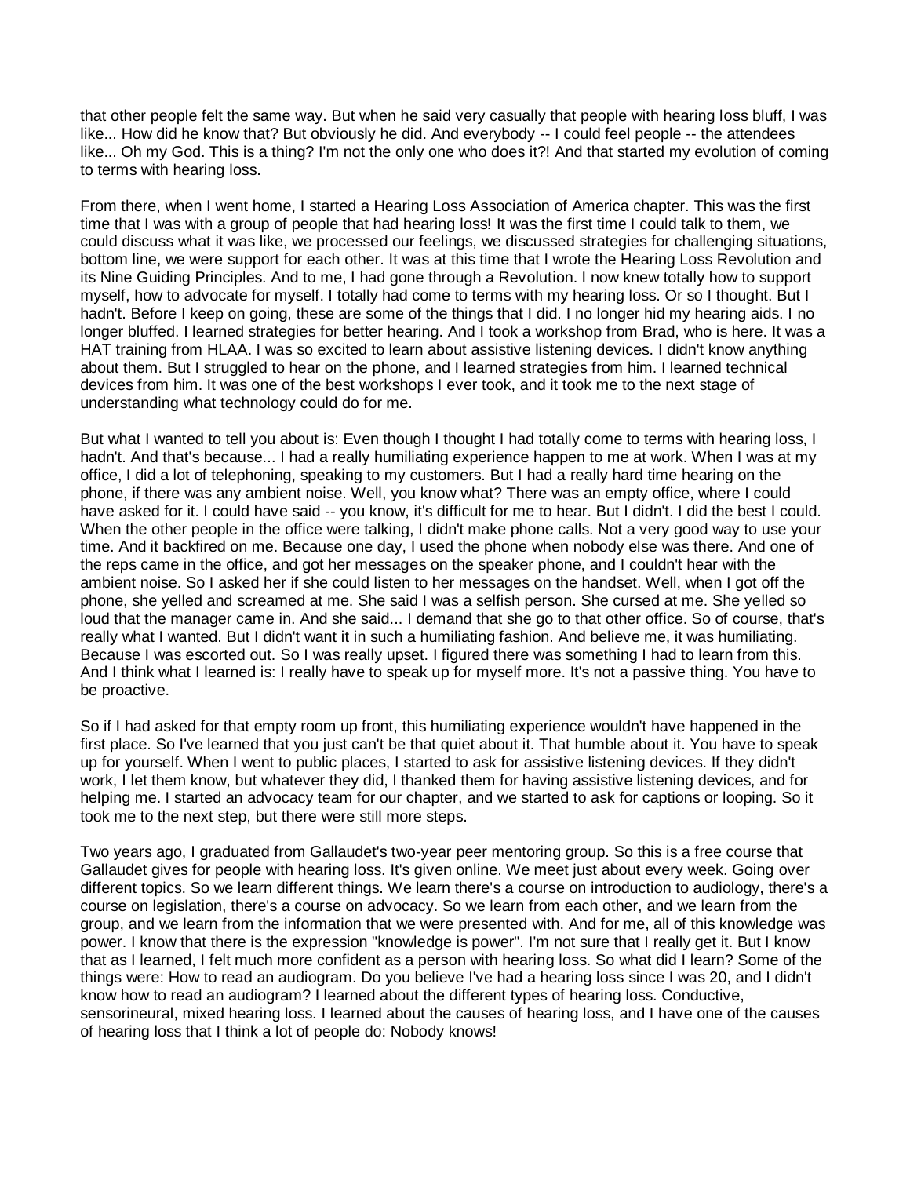that other people felt the same way. But when he said very casually that people with hearing loss bluff, I was like... How did he know that? But obviously he did. And everybody -- I could feel people -- the attendees like... Oh my God. This is a thing? I'm not the only one who does it?! And that started my evolution of coming to terms with hearing loss.

From there, when I went home, I started a Hearing Loss Association of America chapter. This was the first time that I was with a group of people that had hearing loss! It was the first time I could talk to them, we could discuss what it was like, we processed our feelings, we discussed strategies for challenging situations, bottom line, we were support for each other. It was at this time that I wrote the Hearing Loss Revolution and its Nine Guiding Principles. And to me, I had gone through a Revolution. I now knew totally how to support myself, how to advocate for myself. I totally had come to terms with my hearing loss. Or so I thought. But I hadn't. Before I keep on going, these are some of the things that I did. I no longer hid my hearing aids. I no longer bluffed. I learned strategies for better hearing. And I took a workshop from Brad, who is here. It was a HAT training from HLAA. I was so excited to learn about assistive listening devices. I didn't know anything about them. But I struggled to hear on the phone, and I learned strategies from him. I learned technical devices from him. It was one of the best workshops I ever took, and it took me to the next stage of understanding what technology could do for me.

But what I wanted to tell you about is: Even though I thought I had totally come to terms with hearing loss, I hadn't. And that's because... I had a really humiliating experience happen to me at work. When I was at my office, I did a lot of telephoning, speaking to my customers. But I had a really hard time hearing on the phone, if there was any ambient noise. Well, you know what? There was an empty office, where I could have asked for it. I could have said -- you know, it's difficult for me to hear. But I didn't. I did the best I could. When the other people in the office were talking, I didn't make phone calls. Not a very good way to use your time. And it backfired on me. Because one day, I used the phone when nobody else was there. And one of the reps came in the office, and got her messages on the speaker phone, and I couldn't hear with the ambient noise. So I asked her if she could listen to her messages on the handset. Well, when I got off the phone, she yelled and screamed at me. She said I was a selfish person. She cursed at me. She yelled so loud that the manager came in. And she said... I demand that she go to that other office. So of course, that's really what I wanted. But I didn't want it in such a humiliating fashion. And believe me, it was humiliating. Because I was escorted out. So I was really upset. I figured there was something I had to learn from this. And I think what I learned is: I really have to speak up for myself more. It's not a passive thing. You have to be proactive.

So if I had asked for that empty room up front, this humiliating experience wouldn't have happened in the first place. So I've learned that you just can't be that quiet about it. That humble about it. You have to speak up for yourself. When I went to public places, I started to ask for assistive listening devices. If they didn't work, I let them know, but whatever they did, I thanked them for having assistive listening devices, and for helping me. I started an advocacy team for our chapter, and we started to ask for captions or looping. So it took me to the next step, but there were still more steps.

Two years ago, I graduated from Gallaudet's two-year peer mentoring group. So this is a free course that Gallaudet gives for people with hearing loss. It's given online. We meet just about every week. Going over different topics. So we learn different things. We learn there's a course on introduction to audiology, there's a course on legislation, there's a course on advocacy. So we learn from each other, and we learn from the group, and we learn from the information that we were presented with. And for me, all of this knowledge was power. I know that there is the expression "knowledge is power". I'm not sure that I really get it. But I know that as I learned, I felt much more confident as a person with hearing loss. So what did I learn? Some of the things were: How to read an audiogram. Do you believe I've had a hearing loss since I was 20, and I didn't know how to read an audiogram? I learned about the different types of hearing loss. Conductive, sensorineural, mixed hearing loss. I learned about the causes of hearing loss, and I have one of the causes of hearing loss that I think a lot of people do: Nobody knows!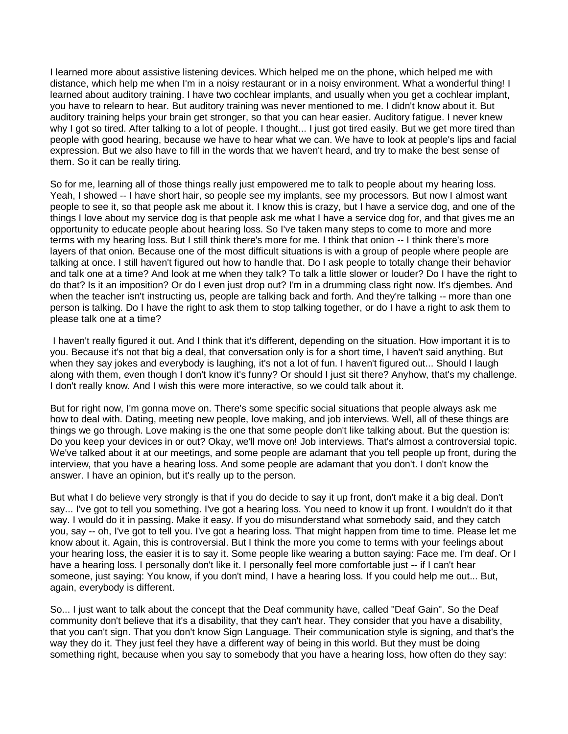I learned more about assistive listening devices. Which helped me on the phone, which helped me with distance, which help me when I'm in a noisy restaurant or in a noisy environment. What a wonderful thing! I learned about auditory training. I have two cochlear implants, and usually when you get a cochlear implant, you have to relearn to hear. But auditory training was never mentioned to me. I didn't know about it. But auditory training helps your brain get stronger, so that you can hear easier. Auditory fatigue. I never knew why I got so tired. After talking to a lot of people. I thought... I just got tired easily. But we get more tired than people with good hearing, because we have to hear what we can. We have to look at people's lips and facial expression. But we also have to fill in the words that we haven't heard, and try to make the best sense of them. So it can be really tiring.

So for me, learning all of those things really just empowered me to talk to people about my hearing loss. Yeah, I showed -- I have short hair, so people see my implants, see my processors. But now I almost want people to see it, so that people ask me about it. I know this is crazy, but I have a service dog, and one of the things I love about my service dog is that people ask me what I have a service dog for, and that gives me an opportunity to educate people about hearing loss. So I've taken many steps to come to more and more terms with my hearing loss. But I still think there's more for me. I think that onion -- I think there's more layers of that onion. Because one of the most difficult situations is with a group of people where people are talking at once. I still haven't figured out how to handle that. Do I ask people to totally change their behavior and talk one at a time? And look at me when they talk? To talk a little slower or louder? Do I have the right to do that? Is it an imposition? Or do I even just drop out? I'm in a drumming class right now. It's djembes. And when the teacher isn't instructing us, people are talking back and forth. And they're talking -- more than one person is talking. Do I have the right to ask them to stop talking together, or do I have a right to ask them to please talk one at a time?

I haven't really figured it out. And I think that it's different, depending on the situation. How important it is to you. Because it's not that big a deal, that conversation only is for a short time, I haven't said anything. But when they say jokes and everybody is laughing, it's not a lot of fun. I haven't figured out... Should I laugh along with them, even though I don't know it's funny? Or should I just sit there? Anyhow, that's my challenge. I don't really know. And I wish this were more interactive, so we could talk about it.

But for right now, I'm gonna move on. There's some specific social situations that people always ask me how to deal with. Dating, meeting new people, love making, and job interviews. Well, all of these things are things we go through. Love making is the one that some people don't like talking about. But the question is: Do you keep your devices in or out? Okay, we'll move on! Job interviews. That's almost a controversial topic. We've talked about it at our meetings, and some people are adamant that you tell people up front, during the interview, that you have a hearing loss. And some people are adamant that you don't. I don't know the answer. I have an opinion, but it's really up to the person.

But what I do believe very strongly is that if you do decide to say it up front, don't make it a big deal. Don't say... I've got to tell you something. I've got a hearing loss. You need to know it up front. I wouldn't do it that way. I would do it in passing. Make it easy. If you do misunderstand what somebody said, and they catch you, say -- oh, I've got to tell you. I've got a hearing loss. That might happen from time to time. Please let me know about it. Again, this is controversial. But I think the more you come to terms with your feelings about your hearing loss, the easier it is to say it. Some people like wearing a button saying: Face me. I'm deaf. Or I have a hearing loss. I personally don't like it. I personally feel more comfortable just -- if I can't hear someone, just saying: You know, if you don't mind, I have a hearing loss. If you could help me out... But, again, everybody is different.

So... I just want to talk about the concept that the Deaf community have, called "Deaf Gain". So the Deaf community don't believe that it's a disability, that they can't hear. They consider that you have a disability, that you can't sign. That you don't know Sign Language. Their communication style is signing, and that's the way they do it. They just feel they have a different way of being in this world. But they must be doing something right, because when you say to somebody that you have a hearing loss, how often do they say: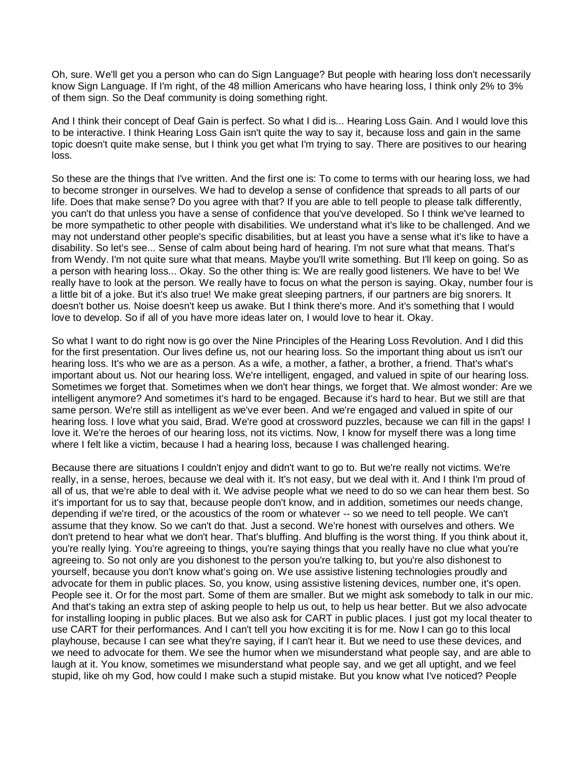Oh, sure. We'll get you a person who can do Sign Language? But people with hearing loss don't necessarily know Sign Language. If I'm right, of the 48 million Americans who have hearing loss, I think only 2% to 3% of them sign. So the Deaf community is doing something right.

And I think their concept of Deaf Gain is perfect. So what I did is... Hearing Loss Gain. And I would love this to be interactive. I think Hearing Loss Gain isn't quite the way to say it, because loss and gain in the same topic doesn't quite make sense, but I think you get what I'm trying to say. There are positives to our hearing loss.

So these are the things that I've written. And the first one is: To come to terms with our hearing loss, we had to become stronger in ourselves. We had to develop a sense of confidence that spreads to all parts of our life. Does that make sense? Do you agree with that? If you are able to tell people to please talk differently, you can't do that unless you have a sense of confidence that you've developed. So I think we've learned to be more sympathetic to other people with disabilities. We understand what it's like to be challenged. And we may not understand other people's specific disabilities, but at least you have a sense what it's like to have a disability. So let's see... Sense of calm about being hard of hearing. I'm not sure what that means. That's from Wendy. I'm not quite sure what that means. Maybe you'll write something. But I'll keep on going. So as a person with hearing loss... Okay. So the other thing is: We are really good listeners. We have to be! We really have to look at the person. We really have to focus on what the person is saying. Okay, number four is a little bit of a joke. But it's also true! We make great sleeping partners, if our partners are big snorers. It doesn't bother us. Noise doesn't keep us awake. But I think there's more. And it's something that I would love to develop. So if all of you have more ideas later on, I would love to hear it. Okay.

So what I want to do right now is go over the Nine Principles of the Hearing Loss Revolution. And I did this for the first presentation. Our lives define us, not our hearing loss. So the important thing about us isn't our hearing loss. It's who we are as a person. As a wife, a mother, a father, a brother, a friend. That's what's important about us. Not our hearing loss. We're intelligent, engaged, and valued in spite of our hearing loss. Sometimes we forget that. Sometimes when we don't hear things, we forget that. We almost wonder: Are we intelligent anymore? And sometimes it's hard to be engaged. Because it's hard to hear. But we still are that same person. We're still as intelligent as we've ever been. And we're engaged and valued in spite of our hearing loss. I love what you said, Brad. We're good at crossword puzzles, because we can fill in the gaps! I love it. We're the heroes of our hearing loss, not its victims. Now, I know for myself there was a long time where I felt like a victim, because I had a hearing loss, because I was challenged hearing.

Because there are situations I couldn't enjoy and didn't want to go to. But we're really not victims. We're really, in a sense, heroes, because we deal with it. It's not easy, but we deal with it. And I think I'm proud of all of us, that we're able to deal with it. We advise people what we need to do so we can hear them best. So it's important for us to say that, because people don't know, and in addition, sometimes our needs change, depending if we're tired, or the acoustics of the room or whatever -- so we need to tell people. We can't assume that they know. So we can't do that. Just a second. We're honest with ourselves and others. We don't pretend to hear what we don't hear. That's bluffing. And bluffing is the worst thing. If you think about it, you're really lying. You're agreeing to things, you're saying things that you really have no clue what you're agreeing to. So not only are you dishonest to the person you're talking to, but you're also dishonest to yourself, because you don't know what's going on. We use assistive listening technologies proudly and advocate for them in public places. So, you know, using assistive listening devices, number one, it's open. People see it. Or for the most part. Some of them are smaller. But we might ask somebody to talk in our mic. And that's taking an extra step of asking people to help us out, to help us hear better. But we also advocate for installing looping in public places. But we also ask for CART in public places. I just got my local theater to use CART for their performances. And I can't tell you how exciting it is for me. Now I can go to this local playhouse, because I can see what they're saying, if I can't hear it. But we need to use these devices, and we need to advocate for them. We see the humor when we misunderstand what people say, and are able to laugh at it. You know, sometimes we misunderstand what people say, and we get all uptight, and we feel stupid, like oh my God, how could I make such a stupid mistake. But you know what I've noticed? People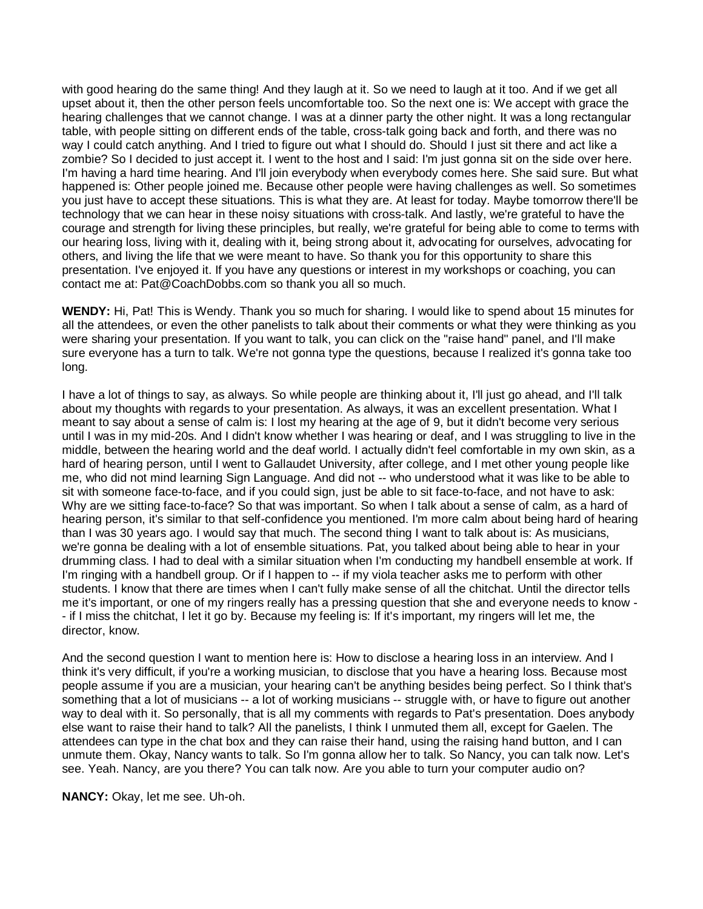with good hearing do the same thing! And they laugh at it. So we need to laugh at it too. And if we get all upset about it, then the other person feels uncomfortable too. So the next one is: We accept with grace the hearing challenges that we cannot change. I was at a dinner party the other night. It was a long rectangular table, with people sitting on different ends of the table, cross-talk going back and forth, and there was no way I could catch anything. And I tried to figure out what I should do. Should I just sit there and act like a zombie? So I decided to just accept it. I went to the host and I said: I'm just gonna sit on the side over here. I'm having a hard time hearing. And I'll join everybody when everybody comes here. She said sure. But what happened is: Other people joined me. Because other people were having challenges as well. So sometimes you just have to accept these situations. This is what they are. At least for today. Maybe tomorrow there'll be technology that we can hear in these noisy situations with cross-talk. And lastly, we're grateful to have the courage and strength for living these principles, but really, we're grateful for being able to come to terms with our hearing loss, living with it, dealing with it, being strong about it, advocating for ourselves, advocating for others, and living the life that we were meant to have. So thank you for this opportunity to share this presentation. I've enjoyed it. If you have any questions or interest in my workshops or coaching, you can contact me at: Pat@CoachDobbs.com so thank you all so much.

**WENDY:** Hi, Pat! This is Wendy. Thank you so much for sharing. I would like to spend about 15 minutes for all the attendees, or even the other panelists to talk about their comments or what they were thinking as you were sharing your presentation. If you want to talk, you can click on the "raise hand" panel, and I'll make sure everyone has a turn to talk. We're not gonna type the questions, because I realized it's gonna take too long.

I have a lot of things to say, as always. So while people are thinking about it, I'll just go ahead, and I'll talk about my thoughts with regards to your presentation. As always, it was an excellent presentation. What I meant to say about a sense of calm is: I lost my hearing at the age of 9, but it didn't become very serious until I was in my mid-20s. And I didn't know whether I was hearing or deaf, and I was struggling to live in the middle, between the hearing world and the deaf world. I actually didn't feel comfortable in my own skin, as a hard of hearing person, until I went to Gallaudet University, after college, and I met other young people like me, who did not mind learning Sign Language. And did not -- who understood what it was like to be able to sit with someone face-to-face, and if you could sign, just be able to sit face-to-face, and not have to ask: Why are we sitting face-to-face? So that was important. So when I talk about a sense of calm, as a hard of hearing person, it's similar to that self-confidence you mentioned. I'm more calm about being hard of hearing than I was 30 years ago. I would say that much. The second thing I want to talk about is: As musicians, we're gonna be dealing with a lot of ensemble situations. Pat, you talked about being able to hear in your drumming class. I had to deal with a similar situation when I'm conducting my handbell ensemble at work. If I'm ringing with a handbell group. Or if I happen to -- if my viola teacher asks me to perform with other students. I know that there are times when I can't fully make sense of all the chitchat. Until the director tells me it's important, or one of my ringers really has a pressing question that she and everyone needs to know -- if I miss the chitchat, I let it go by. Because my feeling is: If it's important, my ringers will let me, the director, know.

And the second question I want to mention here is: How to disclose a hearing loss in an interview. And I think it's very difficult, if you're a working musician, to disclose that you have a hearing loss. Because most people assume if you are a musician, your hearing can't be anything besides being perfect. So I think that's something that a lot of musicians -- a lot of working musicians -- struggle with, or have to figure out another way to deal with it. So personally, that is all my comments with regards to Pat's presentation. Does anybody else want to raise their hand to talk? All the panelists, I think I unmuted them all, except for Gaelen. The attendees can type in the chat box and they can raise their hand, using the raising hand button, and I can unmute them. Okay, Nancy wants to talk. So I'm gonna allow her to talk. So Nancy, you can talk now. Let's see. Yeah. Nancy, are you there? You can talk now. Are you able to turn your computer audio on?

**NANCY:** Okay, let me see. Uh-oh.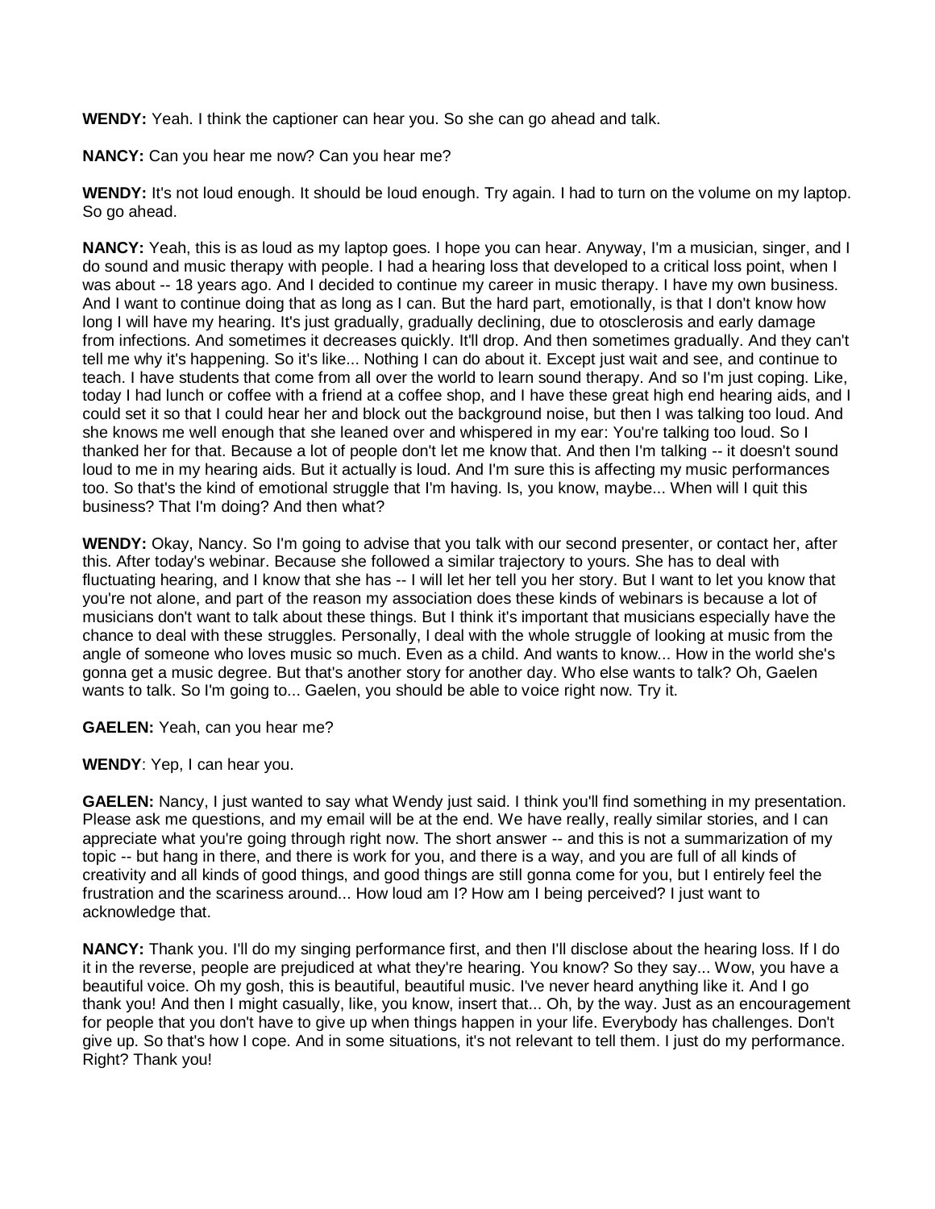**WENDY:** Yeah. I think the captioner can hear you. So she can go ahead and talk.

**NANCY:** Can you hear me now? Can you hear me?

**WENDY:** It's not loud enough. It should be loud enough. Try again. I had to turn on the volume on my laptop. So go ahead.

**NANCY:** Yeah, this is as loud as my laptop goes. I hope you can hear. Anyway, I'm a musician, singer, and I do sound and music therapy with people. I had a hearing loss that developed to a critical loss point, when I was about -- 18 years ago. And I decided to continue my career in music therapy. I have my own business. And I want to continue doing that as long as I can. But the hard part, emotionally, is that I don't know how long I will have my hearing. It's just gradually, gradually declining, due to otosclerosis and early damage from infections. And sometimes it decreases quickly. It'll drop. And then sometimes gradually. And they can't tell me why it's happening. So it's like... Nothing I can do about it. Except just wait and see, and continue to teach. I have students that come from all over the world to learn sound therapy. And so I'm just coping. Like, today I had lunch or coffee with a friend at a coffee shop, and I have these great high end hearing aids, and I could set it so that I could hear her and block out the background noise, but then I was talking too loud. And she knows me well enough that she leaned over and whispered in my ear: You're talking too loud. So I thanked her for that. Because a lot of people don't let me know that. And then I'm talking -- it doesn't sound loud to me in my hearing aids. But it actually is loud. And I'm sure this is affecting my music performances too. So that's the kind of emotional struggle that I'm having. Is, you know, maybe... When will I quit this business? That I'm doing? And then what?

**WENDY:** Okay, Nancy. So I'm going to advise that you talk with our second presenter, or contact her, after this. After today's webinar. Because she followed a similar trajectory to yours. She has to deal with fluctuating hearing, and I know that she has -- I will let her tell you her story. But I want to let you know that you're not alone, and part of the reason my association does these kinds of webinars is because a lot of musicians don't want to talk about these things. But I think it's important that musicians especially have the chance to deal with these struggles. Personally, I deal with the whole struggle of looking at music from the angle of someone who loves music so much. Even as a child. And wants to know... How in the world she's gonna get a music degree. But that's another story for another day. Who else wants to talk? Oh, Gaelen wants to talk. So I'm going to... Gaelen, you should be able to voice right now. Try it.

**GAELEN:** Yeah, can you hear me?

**WENDY**: Yep, I can hear you.

**GAELEN:** Nancy, I just wanted to say what Wendy just said. I think you'll find something in my presentation. Please ask me questions, and my email will be at the end. We have really, really similar stories, and I can appreciate what you're going through right now. The short answer -- and this is not a summarization of my topic -- but hang in there, and there is work for you, and there is a way, and you are full of all kinds of creativity and all kinds of good things, and good things are still gonna come for you, but I entirely feel the frustration and the scariness around... How loud am I? How am I being perceived? I just want to acknowledge that.

**NANCY:** Thank you. I'll do my singing performance first, and then I'll disclose about the hearing loss. If I do it in the reverse, people are prejudiced at what they're hearing. You know? So they say... Wow, you have a beautiful voice. Oh my gosh, this is beautiful, beautiful music. I've never heard anything like it. And I go thank you! And then I might casually, like, you know, insert that... Oh, by the way. Just as an encouragement for people that you don't have to give up when things happen in your life. Everybody has challenges. Don't give up. So that's how I cope. And in some situations, it's not relevant to tell them. I just do my performance. Right? Thank you!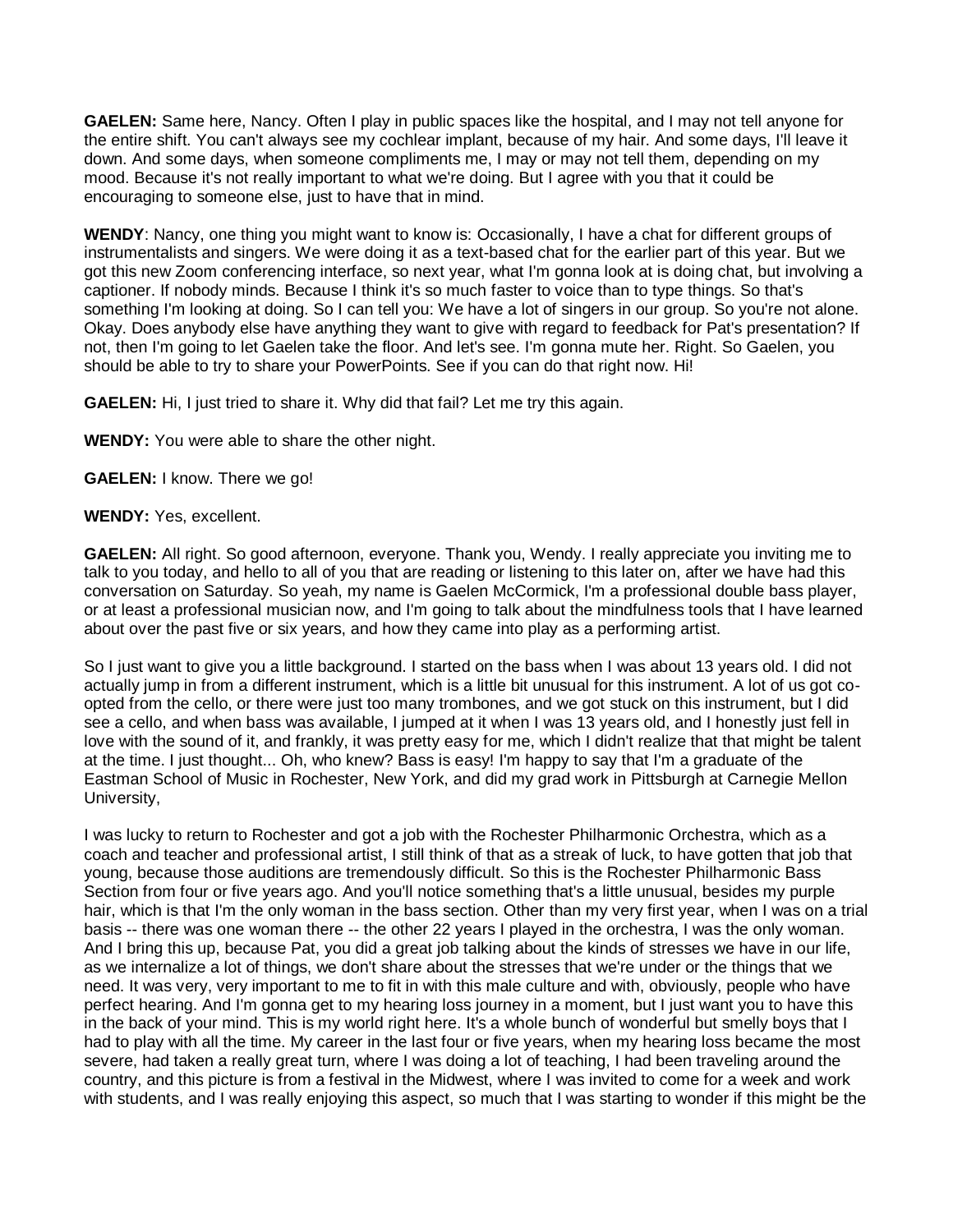**GAELEN:** Same here, Nancy. Often I play in public spaces like the hospital, and I may not tell anyone for the entire shift. You can't always see my cochlear implant, because of my hair. And some days, I'll leave it down. And some days, when someone compliments me, I may or may not tell them, depending on my mood. Because it's not really important to what we're doing. But I agree with you that it could be encouraging to someone else, just to have that in mind.

**WENDY**: Nancy, one thing you might want to know is: Occasionally, I have a chat for different groups of instrumentalists and singers. We were doing it as a text-based chat for the earlier part of this year. But we got this new Zoom conferencing interface, so next year, what I'm gonna look at is doing chat, but involving a captioner. If nobody minds. Because I think it's so much faster to voice than to type things. So that's something I'm looking at doing. So I can tell you: We have a lot of singers in our group. So you're not alone. Okay. Does anybody else have anything they want to give with regard to feedback for Pat's presentation? If not, then I'm going to let Gaelen take the floor. And let's see. I'm gonna mute her. Right. So Gaelen, you should be able to try to share your PowerPoints. See if you can do that right now. Hi!

**GAELEN:** Hi, I just tried to share it. Why did that fail? Let me try this again.

**WENDY:** You were able to share the other night.

**GAELEN:** I know. There we go!

**WENDY:** Yes, excellent.

**GAELEN:** All right. So good afternoon, everyone. Thank you, Wendy. I really appreciate you inviting me to talk to you today, and hello to all of you that are reading or listening to this later on, after we have had this conversation on Saturday. So yeah, my name is Gaelen McCormick, I'm a professional double bass player, or at least a professional musician now, and I'm going to talk about the mindfulness tools that I have learned about over the past five or six years, and how they came into play as a performing artist.

So I just want to give you a little background. I started on the bass when I was about 13 years old. I did not actually jump in from a different instrument, which is a little bit unusual for this instrument. A lot of us got co-opted from the cello, or there were just too many trombones, and we got stuck on this instrument, but I did see a cello, and when bass was available, I jumped at it when I was 13 years old, and I honestly just fell in love with the sound of it, and frankly, it was pretty easy for me, which I didn't realize that that might be talent at the time. I just thought... Oh, who knew? Bass is easy! I'm happy to say that I'm a graduate of the Eastman School of Music in Rochester, New York, and did my grad work in Pittsburgh at Carnegie Mellon University,

I was lucky to return to Rochester and got a job with the Rochester Philharmonic Orchestra, which as a coach and teacher and professional artist, I still think of that as a streak of luck, to have gotten that job that young, because those auditions are tremendously difficult. So this is the Rochester Philharmonic Bass Section from four or five years ago. And you'll notice something that's a little unusual, besides my purple hair, which is that I'm the only woman in the bass section. Other than my very first year, when I was on a trial basis -- there was one woman there -- the other 22 years I played in the orchestra, I was the only woman. And I bring this up, because Pat, you did a great job talking about the kinds of stresses we have in our life, as we internalize a lot of things, we don't share about the stresses that we're under or the things that we need. It was very, very important to me to fit in with this male culture and with, obviously, people who have perfect hearing. And I'm gonna get to my hearing loss journey in a moment, but I just want you to have this in the back of your mind. This is my world right here. It's a whole bunch of wonderful but smelly boys that I had to play with all the time. My career in the last four or five years, when my hearing loss became the most severe, had taken a really great turn, where I was doing a lot of teaching, I had been traveling around the country, and this picture is from a festival in the Midwest, where I was invited to come for a week and work with students, and I was really enjoying this aspect, so much that I was starting to wonder if this might be the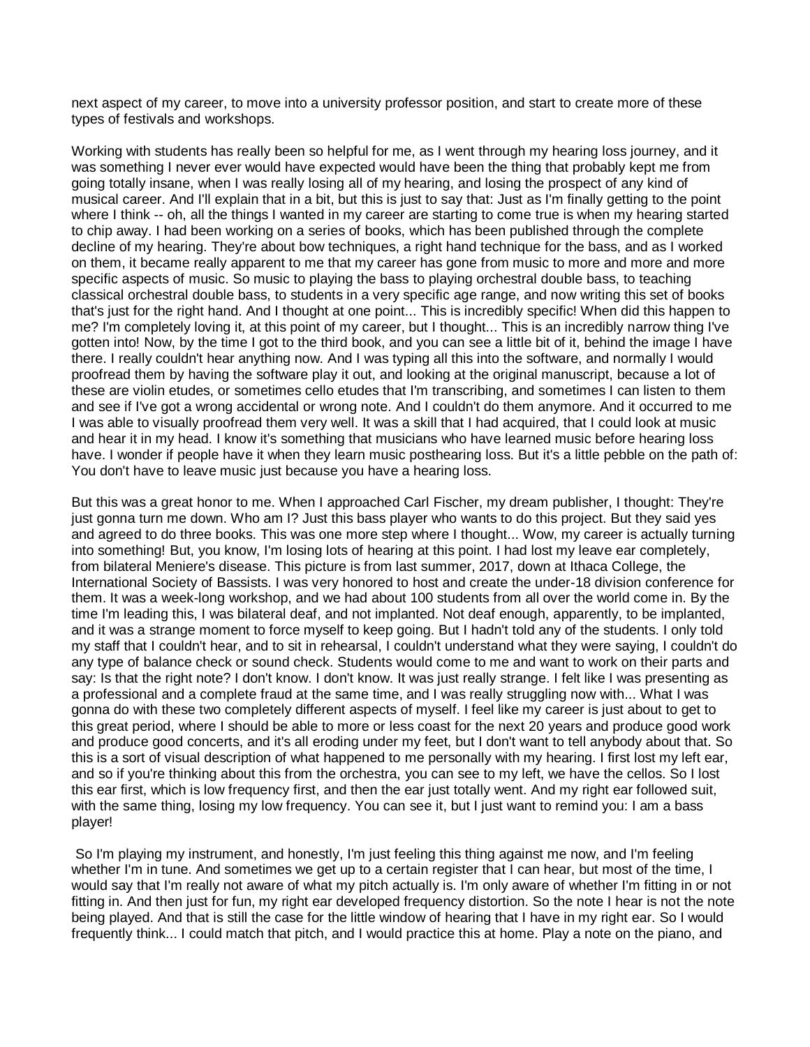next aspect of my career, to move into a university professor position, and start to create more of these types of festivals and workshops.

Working with students has really been so helpful for me, as I went through my hearing loss journey, and it was something I never ever would have expected would have been the thing that probably kept me from going totally insane, when I was really losing all of my hearing, and losing the prospect of any kind of musical career. And I'll explain that in a bit, but this is just to say that: Just as I'm finally getting to the point where I think -- oh, all the things I wanted in my career are starting to come true is when my hearing started to chip away. I had been working on a series of books, which has been published through the complete decline of my hearing. They're about bow techniques, a right hand technique for the bass, and as I worked on them, it became really apparent to me that my career has gone from music to more and more and more specific aspects of music. So music to playing the bass to playing orchestral double bass, to teaching classical orchestral double bass, to students in a very specific age range, and now writing this set of books that's just for the right hand. And I thought at one point... This is incredibly specific! When did this happen to me? I'm completely loving it, at this point of my career, but I thought... This is an incredibly narrow thing I've gotten into! Now, by the time I got to the third book, and you can see a little bit of it, behind the image I have there. I really couldn't hear anything now. And I was typing all this into the software, and normally I would proofread them by having the software play it out, and looking at the original manuscript, because a lot of these are violin etudes, or sometimes cello etudes that I'm transcribing, and sometimes I can listen to them and see if I've got a wrong accidental or wrong note. And I couldn't do them anymore. And it occurred to me I was able to visually proofread them very well. It was a skill that I had acquired, that I could look at music and hear it in my head. I know it's something that musicians who have learned music before hearing loss have. I wonder if people have it when they learn music posthearing loss. But it's a little pebble on the path of: You don't have to leave music just because you have a hearing loss.

But this was a great honor to me. When I approached Carl Fischer, my dream publisher, I thought: They're just gonna turn me down. Who am I? Just this bass player who wants to do this project. But they said yes and agreed to do three books. This was one more step where I thought... Wow, my career is actually turning into something! But, you know, I'm losing lots of hearing at this point. I had lost my leave ear completely, from bilateral Meniere's disease. This picture is from last summer, 2017, down at Ithaca College, the International Society of Bassists. I was very honored to host and create the under-18 division conference for them. It was a week-long workshop, and we had about 100 students from all over the world come in. By the time I'm leading this, I was bilateral deaf, and not implanted. Not deaf enough, apparently, to be implanted, and it was a strange moment to force myself to keep going. But I hadn't told any of the students. I only told my staff that I couldn't hear, and to sit in rehearsal, I couldn't understand what they were saying, I couldn't do any type of balance check or sound check. Students would come to me and want to work on their parts and say: Is that the right note? I don't know. I don't know. It was just really strange. I felt like I was presenting as a professional and a complete fraud at the same time, and I was really struggling now with... What I was gonna do with these two completely different aspects of myself. I feel like my career is just about to get to this great period, where I should be able to more or less coast for the next 20 years and produce good work and produce good concerts, and it's all eroding under my feet, but I don't want to tell anybody about that. So this is a sort of visual description of what happened to me personally with my hearing. I first lost my left ear, and so if you're thinking about this from the orchestra, you can see to my left, we have the cellos. So I lost this ear first, which is low frequency first, and then the ear just totally went. And my right ear followed suit, with the same thing, losing my low frequency. You can see it, but I just want to remind you: I am a bass player!

So I'm playing my instrument, and honestly, I'm just feeling this thing against me now, and I'm feeling whether I'm in tune. And sometimes we get up to a certain register that I can hear, but most of the time, I would say that I'm really not aware of what my pitch actually is. I'm only aware of whether I'm fitting in or not fitting in. And then just for fun, my right ear developed frequency distortion. So the note I hear is not the note being played. And that is still the case for the little window of hearing that I have in my right ear. So I would frequently think... I could match that pitch, and I would practice this at home. Play a note on the piano, and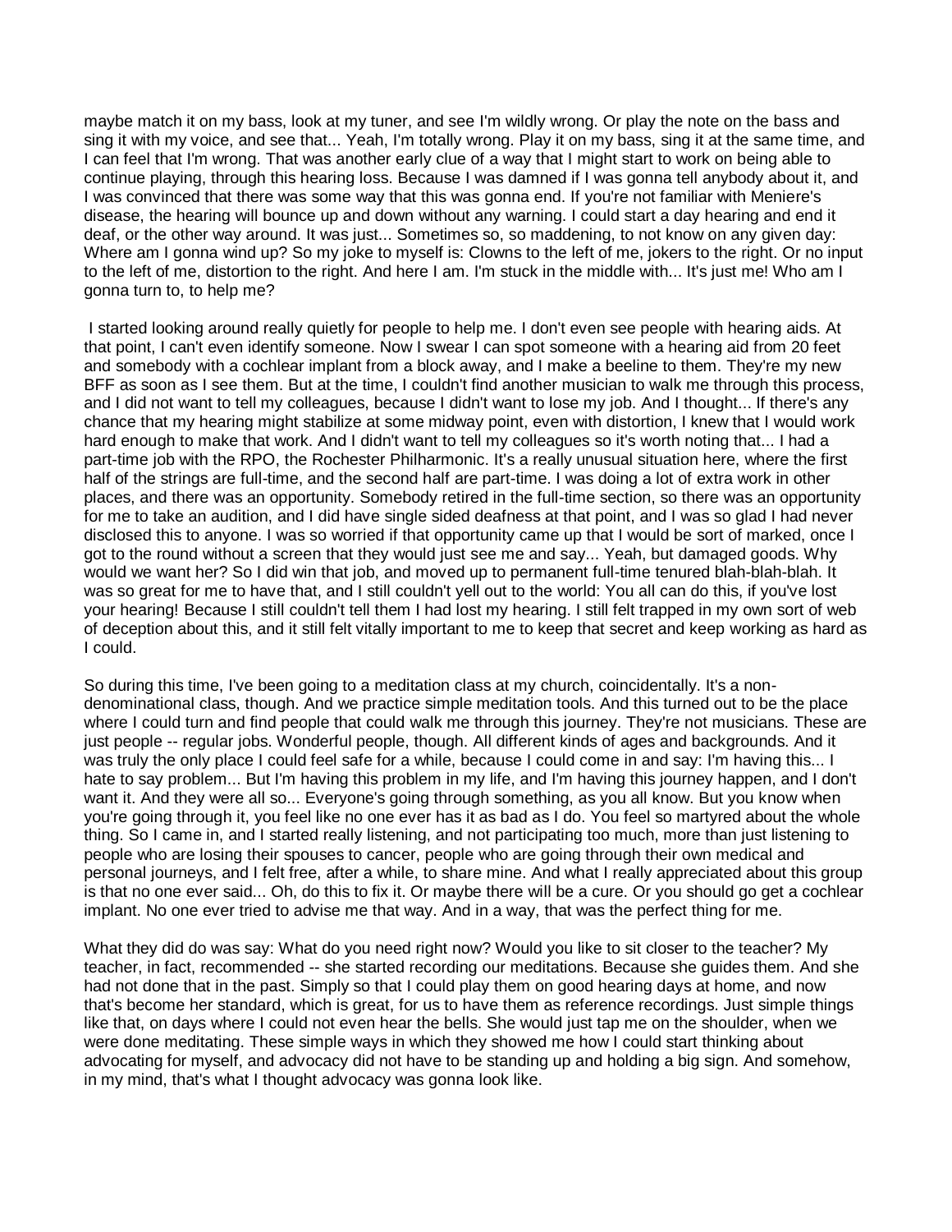maybe match it on my bass, look at my tuner, and see I'm wildly wrong. Or play the note on the bass and sing it with my voice, and see that... Yeah, I'm totally wrong. Play it on my bass, sing it at the same time, and I can feel that I'm wrong. That was another early clue of a way that I might start to work on being able to continue playing, through this hearing loss. Because I was damned if I was gonna tell anybody about it, and I was convinced that there was some way that this was gonna end. If you're not familiar with Meniere's disease, the hearing will bounce up and down without any warning. I could start a day hearing and end it deaf, or the other way around. It was just... Sometimes so, so maddening, to not know on any given day: Where am I gonna wind up? So my joke to myself is: Clowns to the left of me, jokers to the right. Or no input to the left of me, distortion to the right. And here I am. I'm stuck in the middle with... It's just me! Who am I gonna turn to, to help me?

I started looking around really quietly for people to help me. I don't even see people with hearing aids. At that point, I can't even identify someone. Now I swear I can spot someone with a hearing aid from 20 feet and somebody with a cochlear implant from a block away, and I make a beeline to them. They're my new BFF as soon as I see them. But at the time, I couldn't find another musician to walk me through this process, and I did not want to tell my colleagues, because I didn't want to lose my job. And I thought... If there's any chance that my hearing might stabilize at some midway point, even with distortion, I knew that I would work hard enough to make that work. And I didn't want to tell my colleagues so it's worth noting that... I had a part-time job with the RPO, the Rochester Philharmonic. It's a really unusual situation here, where the first half of the strings are full-time, and the second half are part-time. I was doing a lot of extra work in other places, and there was an opportunity. Somebody retired in the full-time section, so there was an opportunity for me to take an audition, and I did have single sided deafness at that point, and I was so glad I had never disclosed this to anyone. I was so worried if that opportunity came up that I would be sort of marked, once I got to the round without a screen that they would just see me and say... Yeah, but damaged goods. Why would we want her? So I did win that job, and moved up to permanent full-time tenured blah-blah-blah. It was so great for me to have that, and I still couldn't yell out to the world: You all can do this, if you've lost your hearing! Because I still couldn't tell them I had lost my hearing. I still felt trapped in my own sort of web of deception about this, and it still felt vitally important to me to keep that secret and keep working as hard as I could.

So during this time, I've been going to a meditation class at my church, coincidentally. It's a non-denominational class, though. And we practice simple meditation tools. And this turned out to be the place where I could turn and find people that could walk me through this journey. They're not musicians. These are just people -- regular jobs. Wonderful people, though. All different kinds of ages and backgrounds. And it was truly the only place I could feel safe for a while, because I could come in and say: I'm having this... I hate to say problem... But I'm having this problem in my life, and I'm having this journey happen, and I don't want it. And they were all so... Everyone's going through something, as you all know. But you know when you're going through it, you feel like no one ever has it as bad as I do. You feel so martyred about the whole thing. So I came in, and I started really listening, and not participating too much, more than just listening to people who are losing their spouses to cancer, people who are going through their own medical and personal journeys, and I felt free, after a while, to share mine. And what I really appreciated about this group is that no one ever said... Oh, do this to fix it. Or maybe there will be a cure. Or you should go get a cochlear implant. No one ever tried to advise me that way. And in a way, that was the perfect thing for me.

What they did do was say: What do you need right now? Would you like to sit closer to the teacher? My teacher, in fact, recommended -- she started recording our meditations. Because she guides them. And she had not done that in the past. Simply so that I could play them on good hearing days at home, and now that's become her standard, which is great, for us to have them as reference recordings. Just simple things like that, on days where I could not even hear the bells. She would just tap me on the shoulder, when we were done meditating. These simple ways in which they showed me how I could start thinking about advocating for myself, and advocacy did not have to be standing up and holding a big sign. And somehow, in my mind, that's what I thought advocacy was gonna look like.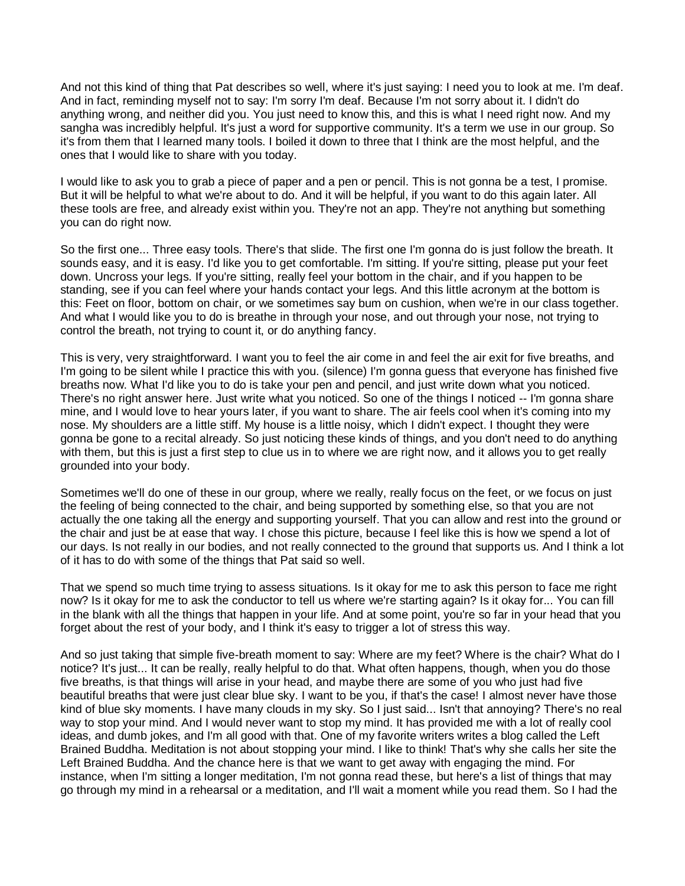And not this kind of thing that Pat describes so well, where it's just saying: I need you to look at me. I'm deaf. And in fact, reminding myself not to say: I'm sorry I'm deaf. Because I'm not sorry about it. I didn't do anything wrong, and neither did you. You just need to know this, and this is what I need right now. And my sangha was incredibly helpful. It's just a word for supportive community. It's a term we use in our group. So it's from them that I learned many tools. I boiled it down to three that I think are the most helpful, and the ones that I would like to share with you today.

I would like to ask you to grab a piece of paper and a pen or pencil. This is not gonna be a test, I promise. But it will be helpful to what we're about to do. And it will be helpful, if you want to do this again later. All these tools are free, and already exist within you. They're not an app. They're not anything but something you can do right now.

So the first one... Three easy tools. There's that slide. The first one I'm gonna do is just follow the breath. It sounds easy, and it is easy. I'd like you to get comfortable. I'm sitting. If you're sitting, please put your feet down. Uncross your legs. If you're sitting, really feel your bottom in the chair, and if you happen to be standing, see if you can feel where your hands contact your legs. And this little acronym at the bottom is this: Feet on floor, bottom on chair, or we sometimes say bum on cushion, when we're in our class together. And what I would like you to do is breathe in through your nose, and out through your nose, not trying to control the breath, not trying to count it, or do anything fancy.

This is very, very straightforward. I want you to feel the air come in and feel the air exit for five breaths, and I'm going to be silent while I practice this with you. (silence) I'm gonna guess that everyone has finished five breaths now. What I'd like you to do is take your pen and pencil, and just write down what you noticed. There's no right answer here. Just write what you noticed. So one of the things I noticed -- I'm gonna share mine, and I would love to hear yours later, if you want to share. The air feels cool when it's coming into my nose. My shoulders are a little stiff. My house is a little noisy, which I didn't expect. I thought they were gonna be gone to a recital already. So just noticing these kinds of things, and you don't need to do anything with them, but this is just a first step to clue us in to where we are right now, and it allows you to get really grounded into your body.

Sometimes we'll do one of these in our group, where we really, really focus on the feet, or we focus on just the feeling of being connected to the chair, and being supported by something else, so that you are not actually the one taking all the energy and supporting yourself. That you can allow and rest into the ground or the chair and just be at ease that way. I chose this picture, because I feel like this is how we spend a lot of our days. Is not really in our bodies, and not really connected to the ground that supports us. And I think a lot of it has to do with some of the things that Pat said so well.

That we spend so much time trying to assess situations. Is it okay for me to ask this person to face me right now? Is it okay for me to ask the conductor to tell us where we're starting again? Is it okay for... You can fill in the blank with all the things that happen in your life. And at some point, you're so far in your head that you forget about the rest of your body, and I think it's easy to trigger a lot of stress this way.

And so just taking that simple five-breath moment to say: Where are my feet? Where is the chair? What do I notice? It's just... It can be really, really helpful to do that. What often happens, though, when you do those five breaths, is that things will arise in your head, and maybe there are some of you who just had five beautiful breaths that were just clear blue sky. I want to be you, if that's the case! I almost never have those kind of blue sky moments. I have many clouds in my sky. So I just said... Isn't that annoying? There's no real way to stop your mind. And I would never want to stop my mind. It has provided me with a lot of really cool ideas, and dumb jokes, and I'm all good with that. One of my favorite writers writes a blog called the Left Brained Buddha. Meditation is not about stopping your mind. I like to think! That's why she calls her site the Left Brained Buddha. And the chance here is that we want to get away with engaging the mind. For instance, when I'm sitting a longer meditation, I'm not gonna read these, but here's a list of things that may go through my mind in a rehearsal or a meditation, and I'll wait a moment while you read them. So I had the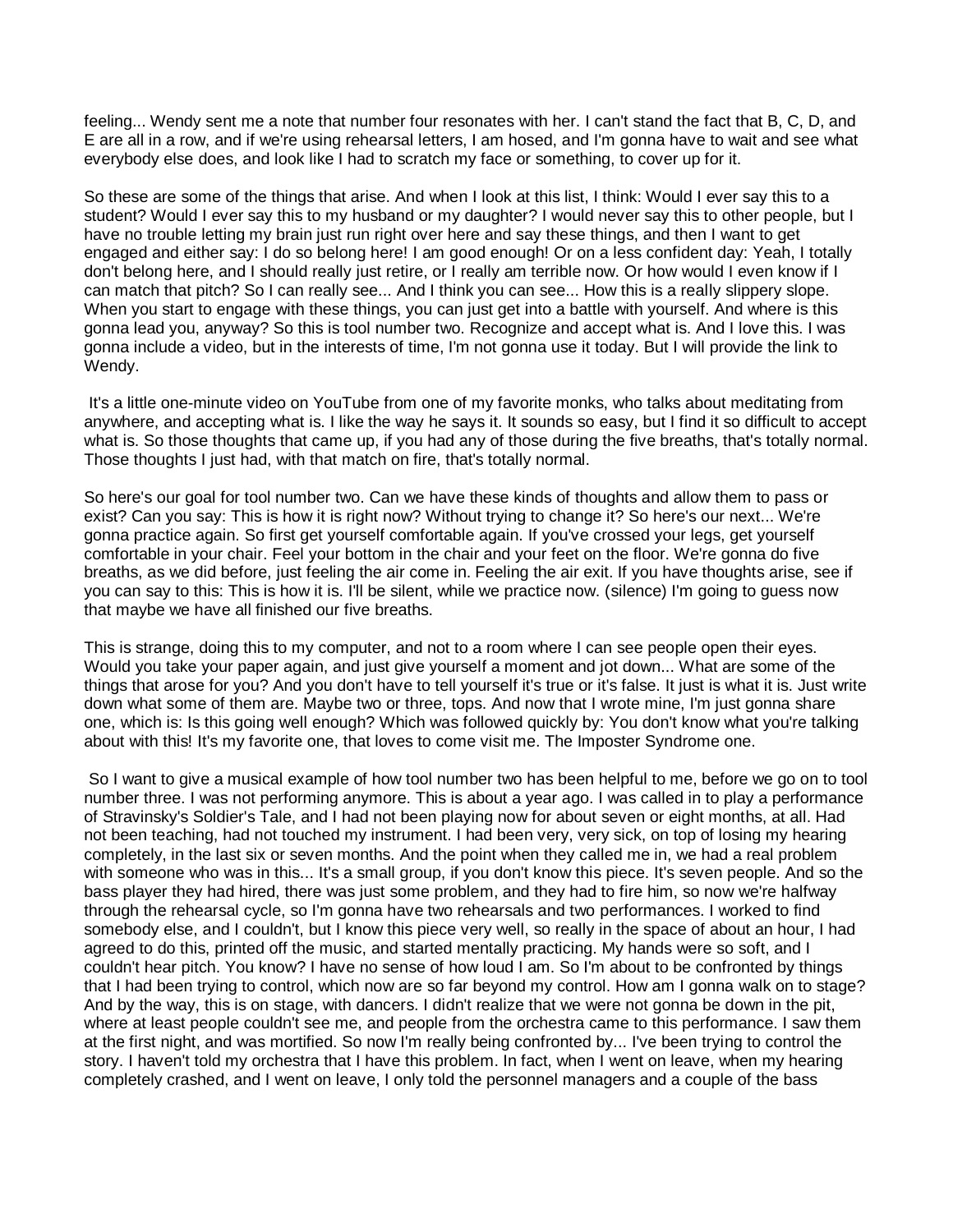feeling... Wendy sent me a note that number four resonates with her. I can't stand the fact that B, C, D, and E are all in a row, and if we're using rehearsal letters, I am hosed, and I'm gonna have to wait and see what everybody else does, and look like I had to scratch my face or something, to cover up for it.

So these are some of the things that arise. And when I look at this list, I think: Would I ever say this to a student? Would I ever say this to my husband or my daughter? I would never say this to other people, but I have no trouble letting my brain just run right over here and say these things, and then I want to get engaged and either say: I do so belong here! I am good enough! Or on a less confident day: Yeah, I totally don't belong here, and I should really just retire, or I really am terrible now. Or how would I even know if I can match that pitch? So I can really see... And I think you can see... How this is a really slippery slope. When you start to engage with these things, you can just get into a battle with yourself. And where is this gonna lead you, anyway? So this is tool number two. Recognize and accept what is. And I love this. I was gonna include a video, but in the interests of time, I'm not gonna use it today. But I will provide the link to Wendy.

It's a little one-minute video on YouTube from one of my favorite monks, who talks about meditating from anywhere, and accepting what is. I like the way he says it. It sounds so easy, but I find it so difficult to accept what is. So those thoughts that came up, if you had any of those during the five breaths, that's totally normal. Those thoughts I just had, with that match on fire, that's totally normal.

So here's our goal for tool number two. Can we have these kinds of thoughts and allow them to pass or exist? Can you say: This is how it is right now? Without trying to change it? So here's our next... We're gonna practice again. So first get yourself comfortable again. If you've crossed your legs, get yourself comfortable in your chair. Feel your bottom in the chair and your feet on the floor. We're gonna do five breaths, as we did before, just feeling the air come in. Feeling the air exit. If you have thoughts arise, see if you can say to this: This is how it is. I'll be silent, while we practice now. (silence) I'm going to guess now that maybe we have all finished our five breaths.

This is strange, doing this to my computer, and not to a room where I can see people open their eyes. Would you take your paper again, and just give yourself a moment and jot down... What are some of the things that arose for you? And you don't have to tell yourself it's true or it's false. It just is what it is. Just write down what some of them are. Maybe two or three, tops. And now that I wrote mine, I'm just gonna share one, which is: Is this going well enough? Which was followed quickly by: You don't know what you're talking about with this! It's my favorite one, that loves to come visit me. The Imposter Syndrome one.

So I want to give a musical example of how tool number two has been helpful to me, before we go on to tool number three. I was not performing anymore. This is about a year ago. I was called in to play a performance of Stravinsky's Soldier's Tale, and I had not been playing now for about seven or eight months, at all. Had not been teaching, had not touched my instrument. I had been very, very sick, on top of losing my hearing completely, in the last six or seven months. And the point when they called me in, we had a real problem with someone who was in this... It's a small group, if you don't know this piece. It's seven people. And so the bass player they had hired, there was just some problem, and they had to fire him, so now we're halfway through the rehearsal cycle, so I'm gonna have two rehearsals and two performances. I worked to find somebody else, and I couldn't, but I know this piece very well, so really in the space of about an hour, I had agreed to do this, printed off the music, and started mentally practicing. My hands were so soft, and I couldn't hear pitch. You know? I have no sense of how loud I am. So I'm about to be confronted by things that I had been trying to control, which now are so far beyond my control. How am I gonna walk on to stage? And by the way, this is on stage, with dancers. I didn't realize that we were not gonna be down in the pit, where at least people couldn't see me, and people from the orchestra came to this performance. I saw them at the first night, and was mortified. So now I'm really being confronted by... I've been trying to control the story. I haven't told my orchestra that I have this problem. In fact, when I went on leave, when my hearing completely crashed, and I went on leave, I only told the personnel managers and a couple of the bass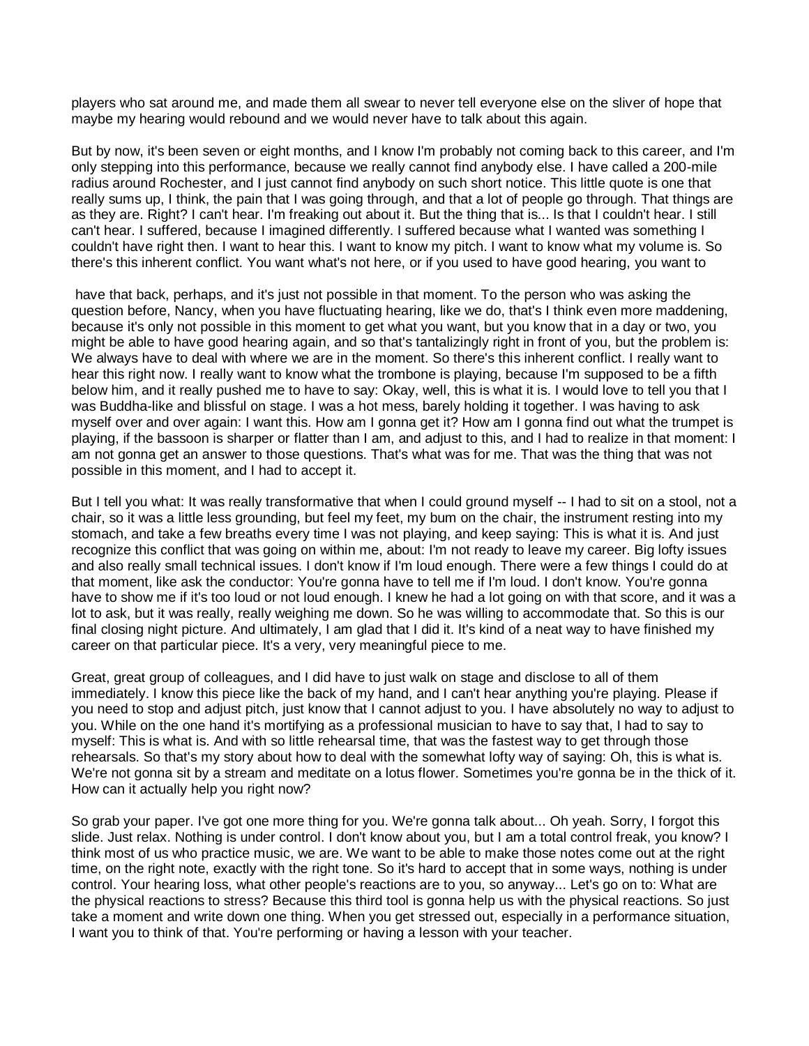players who sat around me, and made them all swear to never tell everyone else on the sliver of hope that maybe my hearing would rebound and we would never have to talk about this again.

But by now, it's been seven or eight months, and I know I'm probably not coming back to this career, and I'm only stepping into this performance, because we really cannot find anybody else. I have called a 200-mile radius around Rochester, and I just cannot find anybody on such short notice. This little quote is one that really sums up, I think, the pain that I was going through, and that a lot of people go through. That things are as they are. Right? I can't hear. I'm freaking out about it. But the thing that is... Is that I couldn't hear. I still can't hear. I suffered, because I imagined differently. I suffered because what I wanted was something I couldn't have right then. I want to hear this. I want to know my pitch. I want to know what my volume is. So there's this inherent conflict. You want what's not here, or if you used to have good hearing, you want to have that back, perhaps, and it's just not possible in that moment. To the person who was asking the question before, Nancy, when you have fluctuating hearing, like we do, that's I think even more maddening, because it's only not possible in this moment to get what you want, but you know that in a day or two, you might be able to have good hearing again, and so that's tantalizingly right in front of you, but the problem is: We always have to deal with where we are in the moment. So there's this inherent conflict. I really want to hear this right now. I really want to know what the trombone is playing, because I'm supposed to be a fifth below him, and it really pushed me to have to say: Okay, well, this is what it is. I would love to tell you that I was Buddha-like and blissful on stage. I was a hot mess, barely holding it together. I was having to ask myself over and over again: I want this. How am I gonna get it? How am I gonna find out what the trumpet is playing, if the bassoon is sharper or flatter than I am, and adjust to this, and I had to realize in that moment: I am not gonna get an answer to those questions. That's what was for me. That was the thing that was not possible in this moment, and I had to accept it.

But I tell you what: It was really transformative that when I could ground myself -- I had to sit on a stool, not a chair, so it was a little less grounding, but feel my feet, my bum on the chair, the instrument resting into my stomach, and take a few breaths every time I was not playing, and keep saying: This is what it is. And just recognize this conflict that was going on within me, about: I'm not ready to leave my career. Big lofty issues and also really small technical issues. I don't know if I'm loud enough. There were a few things I could do at that moment, like ask the conductor: You're gonna have to tell me if I'm loud. I don't know. You're gonna have to show me if it's too loud or not loud enough. I knew he had a lot going on with that score, and it was a lot to ask, but it was really, really weighing me down. So he was willing to accommodate that. So this is our final closing night picture. And ultimately, I am glad that I did it. It's kind of a neat way to have finished my career on that particular piece. It's a very, very meaningful piece to me.

Great, great group of colleagues, and I did have to just walk on stage and disclose to all of them immediately. I know this piece like the back of my hand, and I can't hear anything you're playing. Please if you need to stop and adjust pitch, just know that I cannot adjust to you. I have absolutely no way to adjust to you. While on the one hand it's mortifying as a professional musician to have to say that, I had to say to myself: This is what is. And with so little rehearsal time, that was the fastest way to get through those rehearsals. So that's my story about how to deal with the somewhat lofty way of saying: Oh, this is what is. We're not gonna sit by a stream and meditate on a lotus flower. Sometimes you're gonna be in the thick of it. How can it actually help you right now?

So grab your paper. I've got one more thing for you. We're gonna talk about... Oh yeah. Sorry, I forgot this slide. Just relax. Nothing is under control. I don't know about you, but I am a total control freak, you know? I think most of us who practice music, we are. We want to be able to make those notes come out at the right time, on the right note, exactly with the right tone. So it's hard to accept that in some ways, nothing is under control. Your hearing loss, what other people's reactions are to you, so anyway... Let's go on to: What are the physical reactions to stress? Because this third tool is gonna help us with the physical reactions. So just take a moment and write down one thing. When you get stressed out, especially in a performance situation, I want you to think of that. You're performing or having a lesson with your teacher.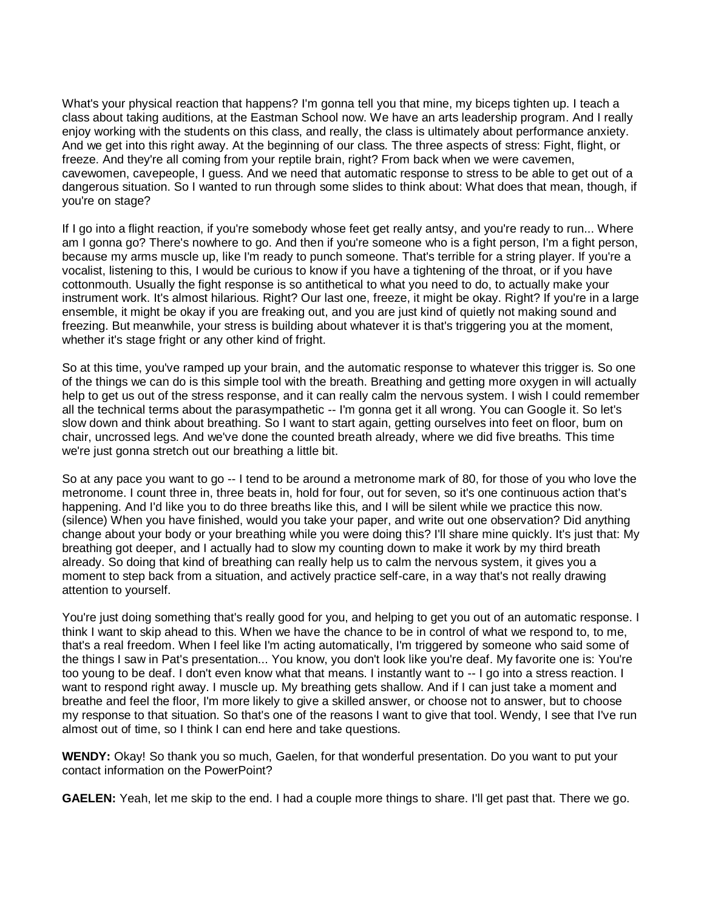What's your physical reaction that happens? I'm gonna tell you that mine, my biceps tighten up. I teach a class about taking auditions, at the Eastman School now. We have an arts leadership program. And I really enjoy working with the students on this class, and really, the class is ultimately about performance anxiety. And we get into this right away. At the beginning of our class. The three aspects of stress: Fight, flight, or freeze. And they're all coming from your reptile brain, right? From back when we were cavemen, cavewomen, cavepeople, I guess. And we need that automatic response to stress to be able to get out of a dangerous situation. So I wanted to run through some slides to think about: What does that mean, though, if you're on stage?

If I go into a flight reaction, if you're somebody whose feet get really antsy, and you're ready to run... Where am I gonna go? There's nowhere to go. And then if you're someone who is a fight person, I'm a fight person, because my arms muscle up, like I'm ready to punch someone. That's terrible for a string player. If you're a vocalist, listening to this, I would be curious to know if you have a tightening of the throat, or if you have cottonmouth. Usually the fight response is so antithetical to what you need to do, to actually make your instrument work. It's almost hilarious. Right? Our last one, freeze, it might be okay. Right? If you're in a large ensemble, it might be okay if you are freaking out, and you are just kind of quietly not making sound and freezing. But meanwhile, your stress is building about whatever it is that's triggering you at the moment, whether it's stage fright or any other kind of fright.

So at this time, you've ramped up your brain, and the automatic response to whatever this trigger is. So one of the things we can do is this simple tool with the breath. Breathing and getting more oxygen in will actually help to get us out of the stress response, and it can really calm the nervous system. I wish I could remember all the technical terms about the parasympathetic -- I'm gonna get it all wrong. You can Google it. So let's slow down and think about breathing. So I want to start again, getting ourselves into feet on floor, bum on chair, uncrossed legs. And we've done the counted breath already, where we did five breaths. This time we're just gonna stretch out our breathing a little bit.

So at any pace you want to go -- I tend to be around a metronome mark of 80, for those of you who love the metronome. I count three in, three beats in, hold for four, out for seven, so it's one continuous action that's happening. And I'd like you to do three breaths like this, and I will be silent while we practice this now. (silence) When you have finished, would you take your paper, and write out one observation? Did anything change about your body or your breathing while you were doing this? I'll share mine quickly. It's just that: My breathing got deeper, and I actually had to slow my counting down to make it work by my third breath already. So doing that kind of breathing can really help us to calm the nervous system, it gives you a moment to step back from a situation, and actively practice self-care, in a way that's not really drawing attention to yourself.

You're just doing something that's really good for you, and helping to get you out of an automatic response. I think I want to skip ahead to this. When we have the chance to be in control of what we respond to, to me, that's a real freedom. When I feel like I'm acting automatically, I'm triggered by someone who said some of the things I saw in Pat's presentation... You know, you don't look like you're deaf. My favorite one is: You're too young to be deaf. I don't even know what that means. I instantly want to -- I go into a stress reaction. I want to respond right away. I muscle up. My breathing gets shallow. And if I can just take a moment and breathe and feel the floor, I'm more likely to give a skilled answer, or choose not to answer, but to choose my response to that situation. So that's one of the reasons I want to give that tool. Wendy, I see that I've run almost out of time, so I think I can end here and take questions.

**WENDY:** Okay! So thank you so much, Gaelen, for that wonderful presentation. Do you want to put your contact information on the PowerPoint?

**GAELEN:** Yeah, let me skip to the end. I had a couple more things to share. I'll get past that. There we go.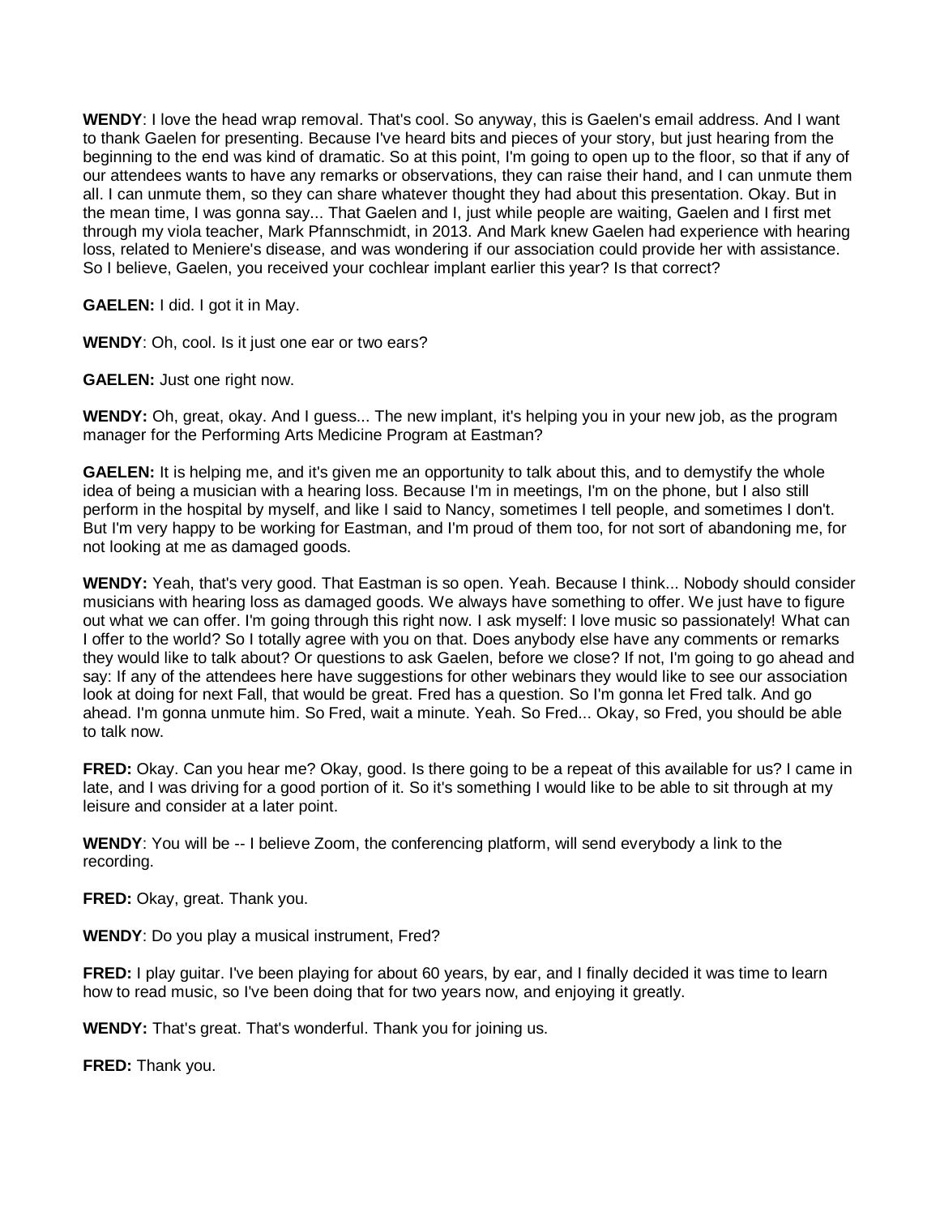**WENDY**: I love the head wrap removal. That's cool. So anyway, this is Gaelen's email address. And I want to thank Gaelen for presenting. Because I've heard bits and pieces of your story, but just hearing from the beginning to the end was kind of dramatic. So at this point, I'm going to open up to the floor, so that if any of our attendees wants to have any remarks or observations, they can raise their hand, and I can unmute them all. I can unmute them, so they can share whatever thought they had about this presentation. Okay. But in the mean time, I was gonna say... That Gaelen and I, just while people are waiting, Gaelen and I first met through my viola teacher, Mark Pfannschmidt, in 2013. And Mark knew Gaelen had experience with hearing loss, related to Meniere's disease, and was wondering if our association could provide her with assistance. So I believe, Gaelen, you received your cochlear implant earlier this year? Is that correct?

**GAELEN:** I did. I got it in May.

**WENDY**: Oh, cool. Is it just one ear or two ears?

**GAELEN:** Just one right now.

**WENDY:** Oh, great, okay. And I guess... The new implant, it's helping you in your new job, as the program manager for the Performing Arts Medicine Program at Eastman?

**GAELEN:** It is helping me, and it's given me an opportunity to talk about this, and to demystify the whole idea of being a musician with a hearing loss. Because I'm in meetings, I'm on the phone, but I also still perform in the hospital by myself, and like I said to Nancy, sometimes I tell people, and sometimes I don't. But I'm very happy to be working for Eastman, and I'm proud of them too, for not sort of abandoning me, for not looking at me as damaged goods.

**WENDY:** Yeah, that's very good. That Eastman is so open. Yeah. Because I think... Nobody should consider musicians with hearing loss as damaged goods. We always have something to offer. We just have to figure out what we can offer. I'm going through this right now. I ask myself: I love music so passionately! What can I offer to the world? So I totally agree with you on that. Does anybody else have any comments or remarks they would like to talk about? Or questions to ask Gaelen, before we close? If not, I'm going to go ahead and say: If any of the attendees here have suggestions for other webinars they would like to see our association look at doing for next Fall, that would be great. Fred has a question. So I'm gonna let Fred talk. And go ahead. I'm gonna unmute him. So Fred, wait a minute. Yeah. So Fred... Okay, so Fred, you should be able to talk now.

**FRED:** Okay. Can you hear me? Okay, good. Is there going to be a repeat of this available for us? I came in late, and I was driving for a good portion of it. So it's something I would like to be able to sit through at my leisure and consider at a later point.

**WENDY**: You will be -- I believe Zoom, the conferencing platform, will send everybody a link to the recording.

**FRED:** Okay, great. Thank you.

**WENDY**: Do you play a musical instrument, Fred?

**FRED:** I play guitar. I've been playing for about 60 years, by ear, and I finally decided it was time to learn how to read music, so I've been doing that for two years now, and enjoying it greatly.

**WENDY:** That's great. That's wonderful. Thank you for joining us.

**FRED:** Thank you.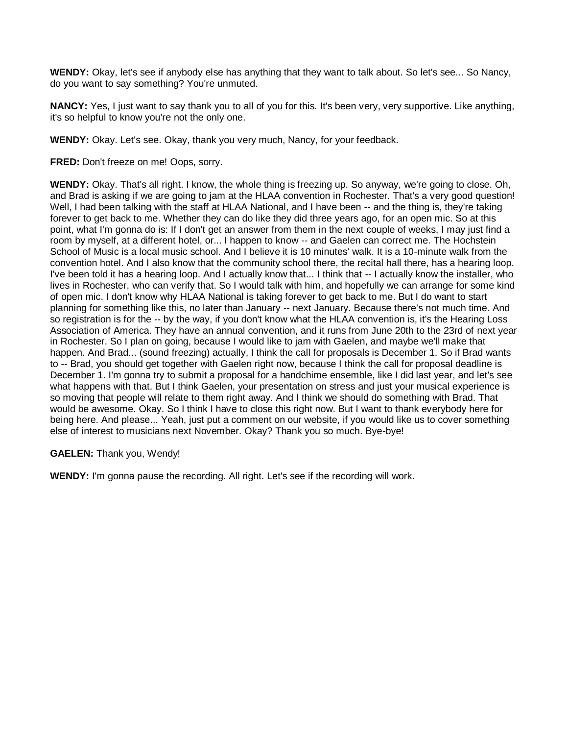**WENDY:** Okay, let's see if anybody else has anything that they want to talk about. So let's see... So Nancy, do you want to say something? You're unmuted.

**NANCY:** Yes, I just want to say thank you to all of you for this. It's been very, very supportive. Like anything, it's so helpful to know you're not the only one.

**WENDY:** Okay. Let's see. Okay, thank you very much, Nancy, for your feedback.

**FRED:** Don't freeze on me! Oops, sorry.

**WENDY:** Okay. That's all right. I know, the whole thing is freezing up. So anyway, we're going to close. Oh, and Brad is asking if we are going to jam at the HLAA convention in Rochester. That's a very good question! Well, I had been talking with the staff at HLAA National, and I have been -- and the thing is, they're taking forever to get back to me. Whether they can do like they did three years ago, for an open mic. So at this point, what I'm gonna do is: If I don't get an answer from them in the next couple of weeks, I may just find a room by myself, at a different hotel, or... I happen to know -- and Gaelen can correct me. The Hochstein School of Music is a local music school. And I believe it is 10 minutes' walk. It is a 10-minute walk from the convention hotel. And I also know that the community school there, the recital hall there, has a hearing loop. I've been told it has a hearing loop. And I actually know that... I think that -- I actually know the installer, who lives in Rochester, who can verify that. So I would talk with him, and hopefully we can arrange for some kind of open mic. I don't know why HLAA National is taking forever to get back to me. But I do want to start planning for something like this, no later than January -- next January. Because there's not much time. And so registration is for the -- by the way, if you don't know what the HLAA convention is, it's the Hearing Loss Association of America. They have an annual convention, and it runs from June 20th to the 23rd of next year in Rochester. So I plan on going, because I would like to jam with Gaelen, and maybe we'll make that happen. And Brad... (sound freezing) actually, I think the call for proposals is December 1. So if Brad wants to -- Brad, you should get together with Gaelen right now, because I think the call for proposal deadline is December 1. I'm gonna try to submit a proposal for a handchime ensemble, like I did last year, and let's see what happens with that. But I think Gaelen, your presentation on stress and just your musical experience is so moving that people will relate to them right away. And I think we should do something with Brad. That would be awesome. Okay. So I think I have to close this right now. But I want to thank everybody here for being here. And please... Yeah, just put a comment on our website, if you would like us to cover something else of interest to musicians next November. Okay? Thank you so much. Bye-bye!

**GAELEN:** Thank you, Wendy!

**WENDY:** I'm gonna pause the recording. All right. Let's see if the recording will work.